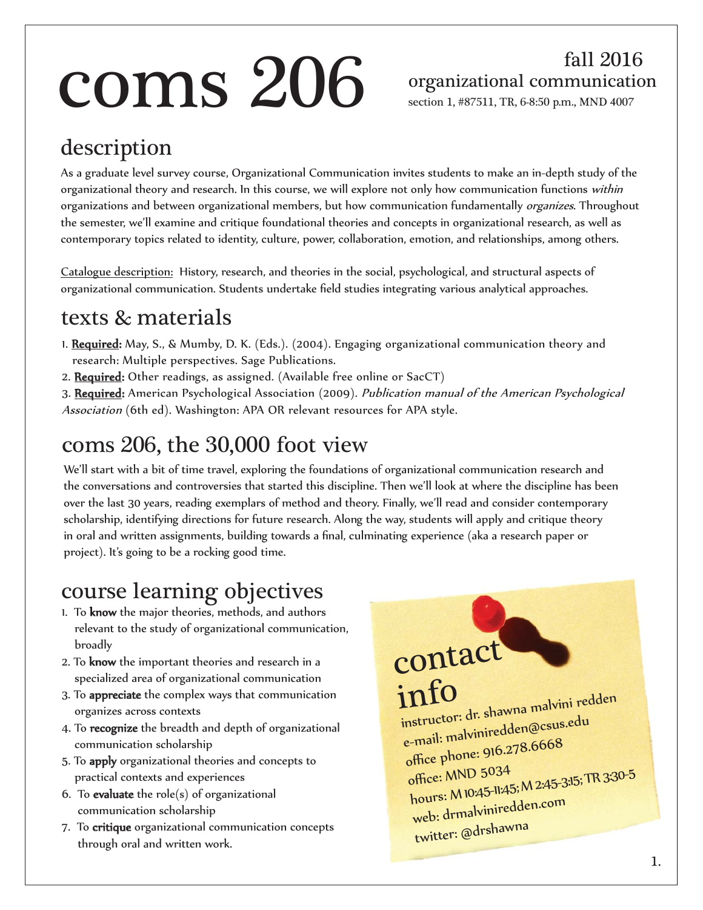# coms 206

fall 2016
organizational communication
section 1, #87511, TR, 6-8:50 p.m., MND 4007

## description

As a graduate level survey course, Organizational Communication invites students to make an in-depth study of the organizational theory and research. In this course, we will explore not only how communication functions *within* organizations and between organizational members, but how communication fundamentally *organizes*. Throughout the semester, we'll examine and critique foundational theories and concepts in organizational research, as well as contemporary topics related to identity, culture, power, collaboration, emotion, and relationships, among others.

Catalogue description: History, research, and theories in the social, psychological, and structural aspects of organizational communication. Students undertake field studies integrating various analytical approaches.

## texts & materials

1. **Required:** May, S., & Mumby, D. K. (Eds.). (2004). Engaging organizational communication theory and research: Multiple perspectives. Sage Publications.
2. **Required:** Other readings, as assigned. (Available free online or SacCT)
3. **Required:** American Psychological Association (2009). *Publication manual of the American Psychological Association* (6th ed). Washington: APA OR relevant resources for APA style.

## coms 206, the 30,000 foot view

We'll start with a bit of time travel, exploring the foundations of organizational communication research and the conversations and controversies that started this discipline. Then we'll look at where the discipline has been over the last 30 years, reading exemplars of method and theory. Finally, we'll read and consider contemporary scholarship, identifying directions for future research. Along the way, students will apply and critique theory in oral and written assignments, building towards a final, culminating experience (aka a research paper or project). It's going to be a rocking good time.

## course learning objectives

1. To **know** the major theories, methods, and authors relevant to the study of organizational communication, broadly
2. To **know** the important theories and research in a specialized area of organizational communication
3. To **appreciate** the complex ways that communication organizes across contexts
4. To **recognize** the breadth and depth of organizational communication scholarship
5. To **apply** organizational theories and concepts to practical contexts and experiences
6. To **evaluate** the role(s) of organizational communication scholarship
7. To **critique** organizational communication concepts through oral and written work.

## contact info

instructor: dr. shawna malvini redden
e-mail: malviniredden@csus.edu
office phone: 916.278.6668
office: MND 5034
hours: M 10:45-11:45; M 2:45-3:15; TR 3:30-5
web: drmalviniredden.com
twitter: @drshawna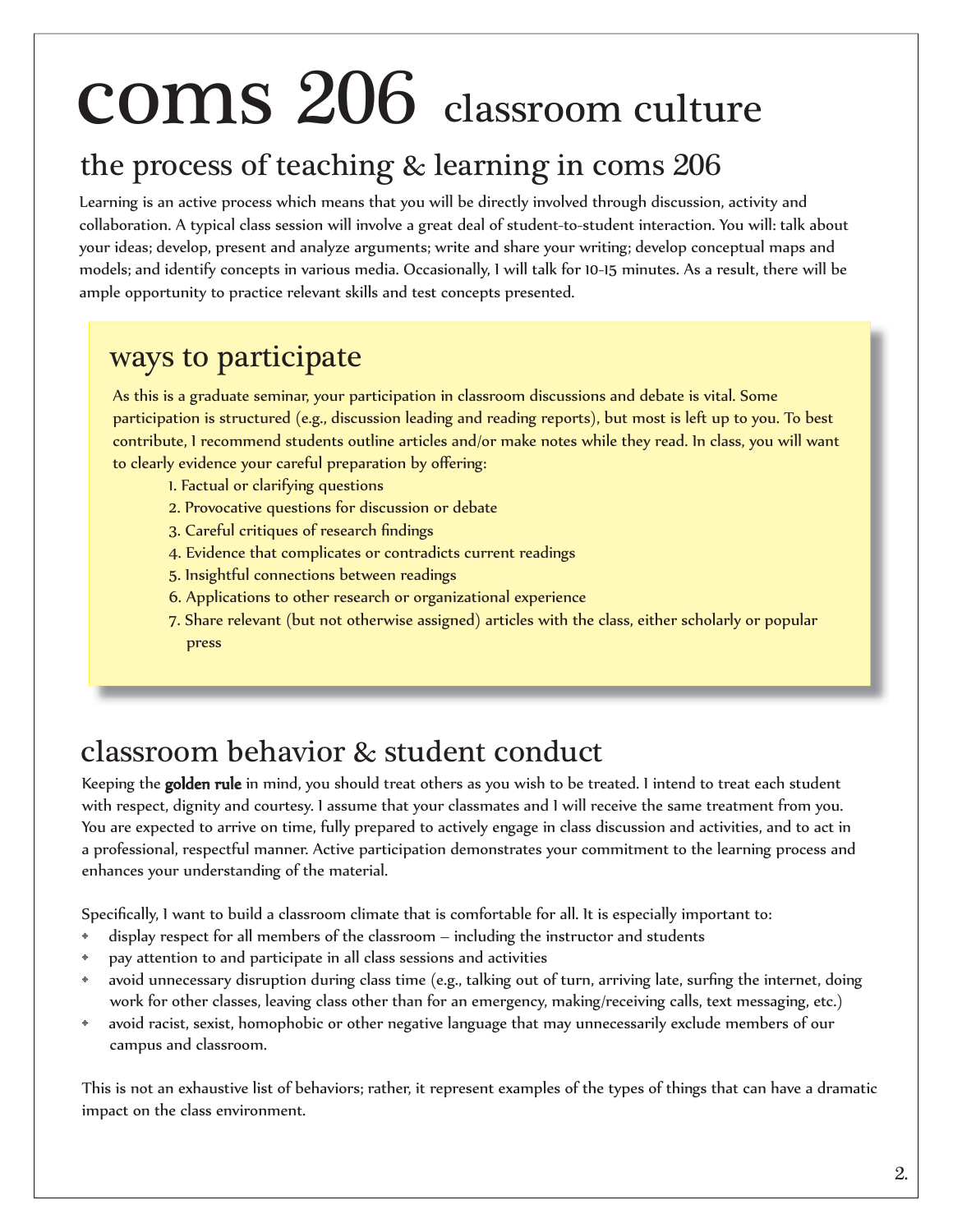# coms 206 classroom culture

## the process of teaching & learning in coms 206

Learning is an active process which means that you will be directly involved through discussion, activity and collaboration. A typical class session will involve a great deal of student-to-student interaction. You will: talk about your ideas; develop, present and analyze arguments; write and share your writing; develop conceptual maps and models; and identify concepts in various media. Occasionally, I will talk for 10-15 minutes. As a result, there will be ample opportunity to practice relevant skills and test concepts presented.

### ways to participate

As this is a graduate seminar, your participation in classroom discussions and debate is vital. Some participation is structured (e.g., discussion leading and reading reports), but most is left up to you. To best contribute, I recommend students outline articles and/or make notes while they read. In class, you will want to clearly evidence your careful preparation by offering:

1. Factual or clarifying questions
2. Provocative questions for discussion or debate
3. Careful critiques of research findings
4. Evidence that complicates or contradicts current readings
5. Insightful connections between readings
6. Applications to other research or organizational experience
7. Share relevant (but not otherwise assigned) articles with the class, either scholarly or popular press

## classroom behavior & student conduct

Keeping the **golden rule** in mind, you should treat others as you wish to be treated. I intend to treat each student with respect, dignity and courtesy. I assume that your classmates and I will receive the same treatment from you. You are expected to arrive on time, fully prepared to actively engage in class discussion and activities, and to act in a professional, respectful manner. Active participation demonstrates your commitment to the learning process and enhances your understanding of the material.

Specifically, I want to build a classroom climate that is comfortable for all. It is especially important to:

- display respect for all members of the classroom – including the instructor and students
- pay attention to and participate in all class sessions and activities
- avoid unnecessary disruption during class time (e.g., talking out of turn, arriving late, surfing the internet, doing work for other classes, leaving class other than for an emergency, making/receiving calls, text messaging, etc.)
- avoid racist, sexist, homophobic or other negative language that may unnecessarily exclude members of our campus and classroom.

This is not an exhaustive list of behaviors; rather, it represent examples of the types of things that can have a dramatic impact on the class environment.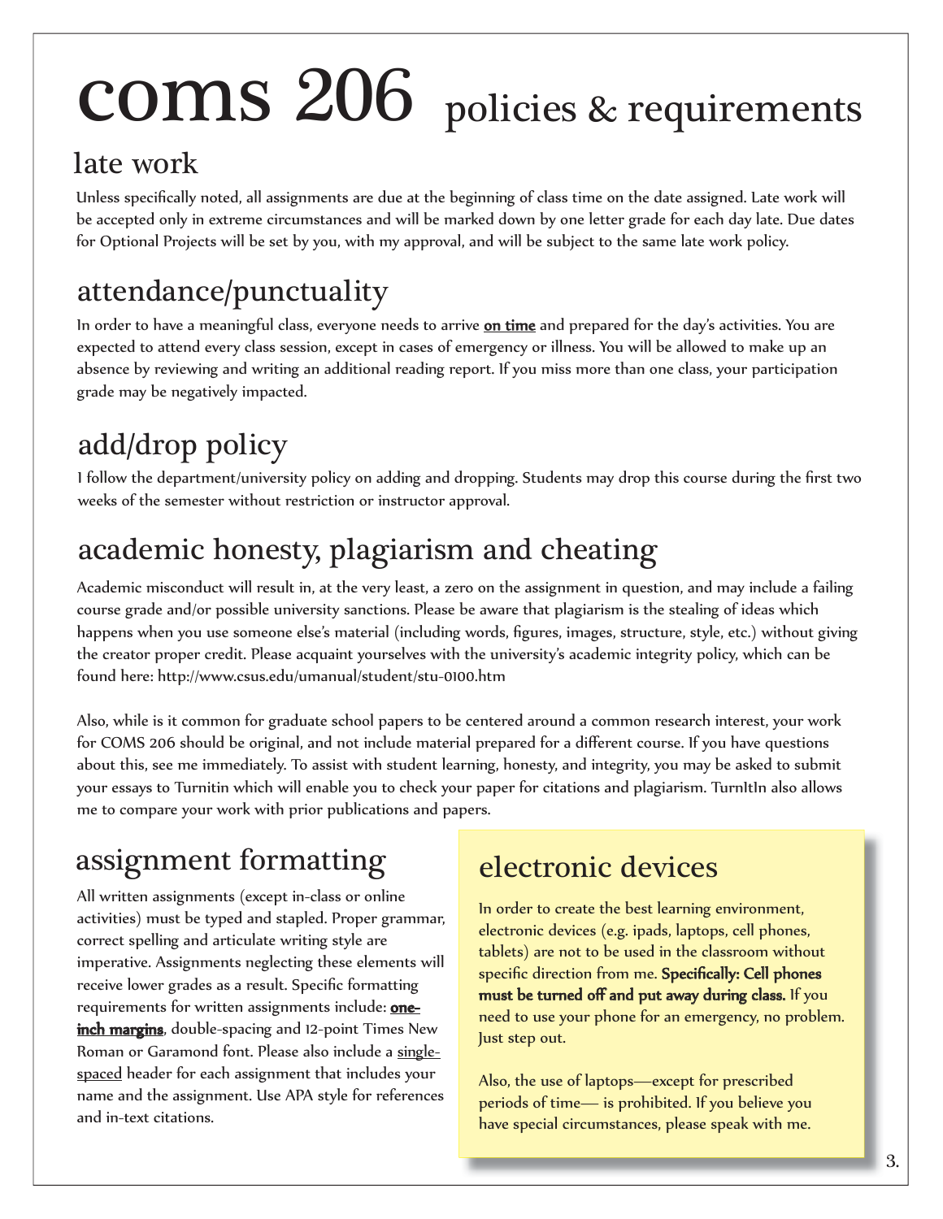# coms 206 policies & requirements

## late work

Unless specifically noted, all assignments are due at the beginning of class time on the date assigned. Late work will be accepted only in extreme circumstances and will be marked down by one letter grade for each day late. Due dates for Optional Projects will be set by you, with my approval, and will be subject to the same late work policy.

## attendance/punctuality

In order to have a meaningful class, everyone needs to arrive **on time** and prepared for the day's activities. You are expected to attend every class session, except in cases of emergency or illness. You will be allowed to make up an absence by reviewing and writing an additional reading report. If you miss more than one class, your participation grade may be negatively impacted.

## add/drop policy

I follow the department/university policy on adding and dropping. Students may drop this course during the first two weeks of the semester without restriction or instructor approval.

## academic honesty, plagiarism and cheating

Academic misconduct will result in, at the very least, a zero on the assignment in question, and may include a failing course grade and/or possible university sanctions. Please be aware that plagiarism is the stealing of ideas which happens when you use someone else's material (including words, figures, images, structure, style, etc.) without giving the creator proper credit. Please acquaint yourselves with the university's academic integrity policy, which can be found here: http://www.csus.edu/umanual/student/stu-0100.htm

Also, while is it common for graduate school papers to be centered around a common research interest, your work for COMS 206 should be original, and not include material prepared for a different course. If you have questions about this, see me immediately. To assist with student learning, honesty, and integrity, you may be asked to submit your essays to Turnitin which will enable you to check your paper for citations and plagiarism. TurnItIn also allows me to compare your work with prior publications and papers.

## assignment formatting

All written assignments (except in-class or online activities) must be typed and stapled. Proper grammar, correct spelling and articulate writing style are imperative. Assignments neglecting these elements will receive lower grades as a result. Specific formatting requirements for written assignments include: **one-inch margins**, double-spacing and 12-point Times New Roman or Garamond font. Please also include a single-spaced header for each assignment that includes your name and the assignment. Use APA style for references and in-text citations.

## electronic devices

In order to create the best learning environment, electronic devices (e.g. ipads, laptops, cell phones, tablets) are not to be used in the classroom without specific direction from me. **Specifically: Cell phones must be turned off and put away during class.** If you need to use your phone for an emergency, no problem. Just step out.

Also, the use of laptops—except for prescribed periods of time— is prohibited. If you believe you have special circumstances, please speak with me.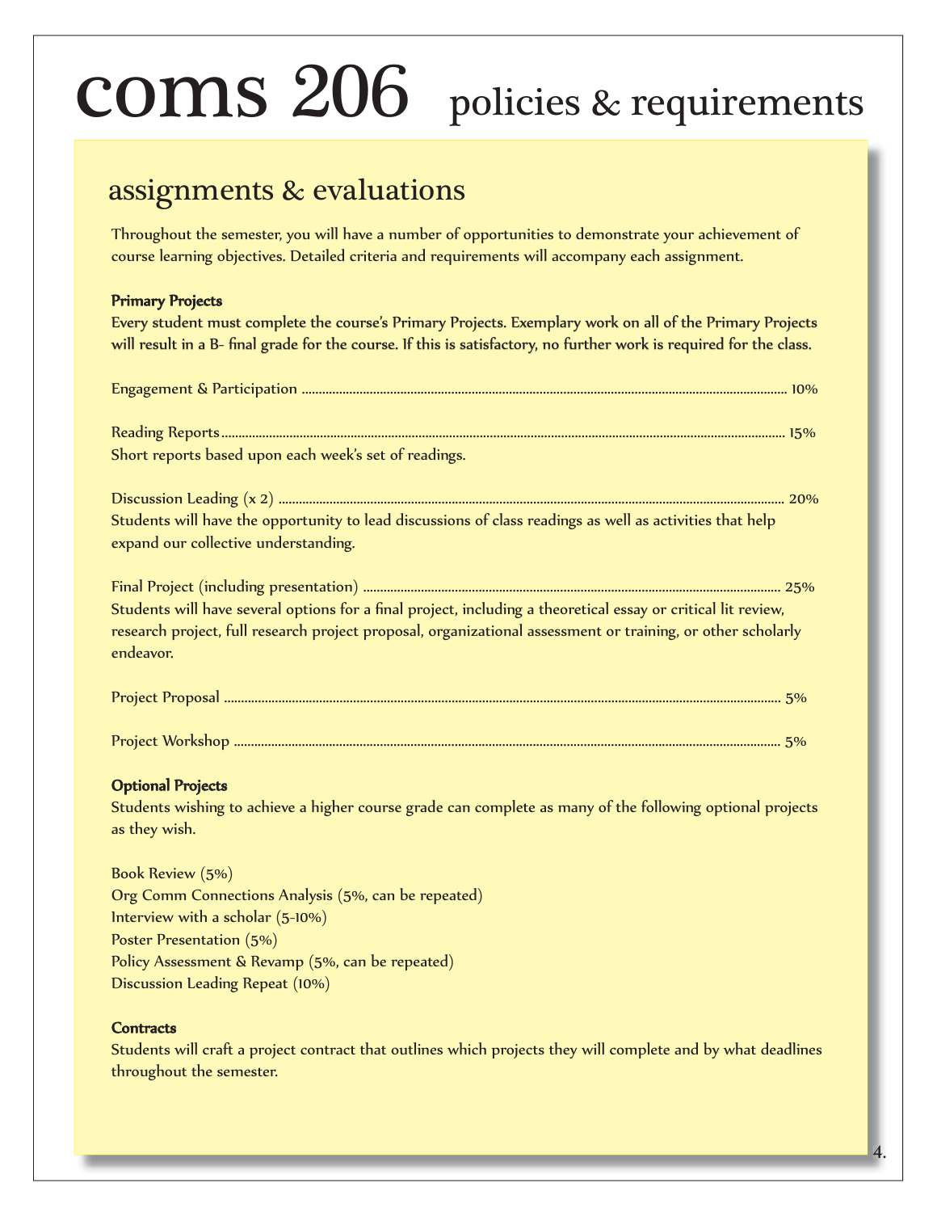# coms 206 policies & requirements

## assignments & evaluations

Throughout the semester, you will have a number of opportunities to demonstrate your achievement of course learning objectives. Detailed criteria and requirements will accompany each assignment.

**Primary Projects**

**Every student must complete the course's Primary Projects. Exemplary work on all of the Primary Projects will result in a B- final grade for the course. If this is satisfactory, no further work is required for the class.**

Engagement & Participation .......... 10%

Reading Reports .......... 15%
Short reports based upon each week's set of readings.

Discussion Leading (x 2) .......... 20%
Students will have the opportunity to lead discussions of class readings as well as activities that help expand our collective understanding.

Final Project (including presentation) .......... 25%
Students will have several options for a final project, including a theoretical essay or critical lit review, research project, full research project proposal, organizational assessment or training, or other scholarly endeavor.

Project Proposal .......... 5%

Project Workshop .......... 5%

**Optional Projects**

Students wishing to achieve a higher course grade can complete as many of the following optional projects as they wish.

Book Review (5%)
Org Comm Connections Analysis (5%, can be repeated)
Interview with a scholar (5-10%)
Poster Presentation (5%)
Policy Assessment & Revamp (5%, can be repeated)
Discussion Leading Repeat (10%)

**Contracts**

Students will craft a project contract that outlines which projects they will complete and by what deadlines throughout the semester.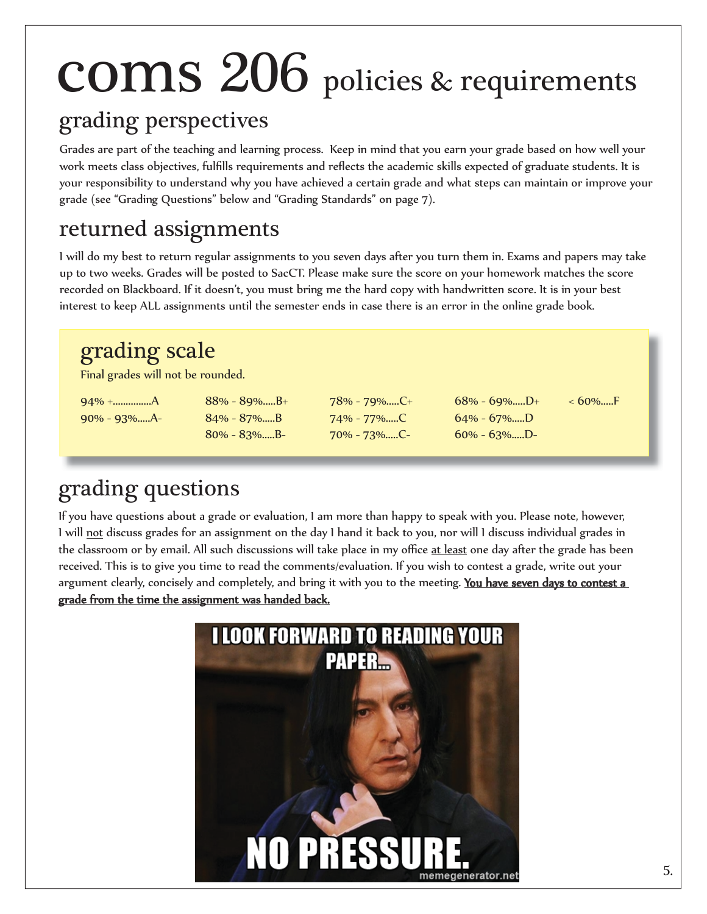# coms 206 policies & requirements

## grading perspectives

Grades are part of the teaching and learning process. Keep in mind that you earn your grade based on how well your work meets class objectives, fulfills requirements and reflects the academic skills expected of graduate students. It is your responsibility to understand why you have achieved a certain grade and what steps can maintain or improve your grade (see "Grading Questions" below and "Grading Standards" on page 7).

## returned assignments

I will do my best to return regular assignments to you seven days after you turn them in. Exams and papers may take up to two weeks. Grades will be posted to SacCT. Please make sure the score on your homework matches the score recorded on Blackboard. If it doesn't, you must bring me the hard copy with handwritten score. It is in your best interest to keep ALL assignments until the semester ends in case there is an error in the online grade book.

## grading scale

Final grades will not be rounded.

| | | | | |
|---|---|---|---|---|
| 94% +...............A | 88% - 89%.....B+ | 78% - 79%.....C+ | 68% - 69%.....D+ | < 60%.....F |
| 90% - 93%.....A- | 84% - 87%.....B | 74% - 77%.....C | 64% - 67%.....D | |
| | 80% - 83%.....B- | 70% - 73%.....C- | 60% - 63%.....D- | |

## grading questions

If you have questions about a grade or evaluation, I am more than happy to speak with you. Please note, however, I will not discuss grades for an assignment on the day I hand it back to you, nor will I discuss individual grades in the classroom or by email. All such discussions will take place in my office at least one day after the grade has been received. This is to give you time to read the comments/evaluation. If you wish to contest a grade, write out your argument clearly, concisely and completely, and bring it with you to the meeting. **You have seven days to contest a grade from the time the assignment was handed back.**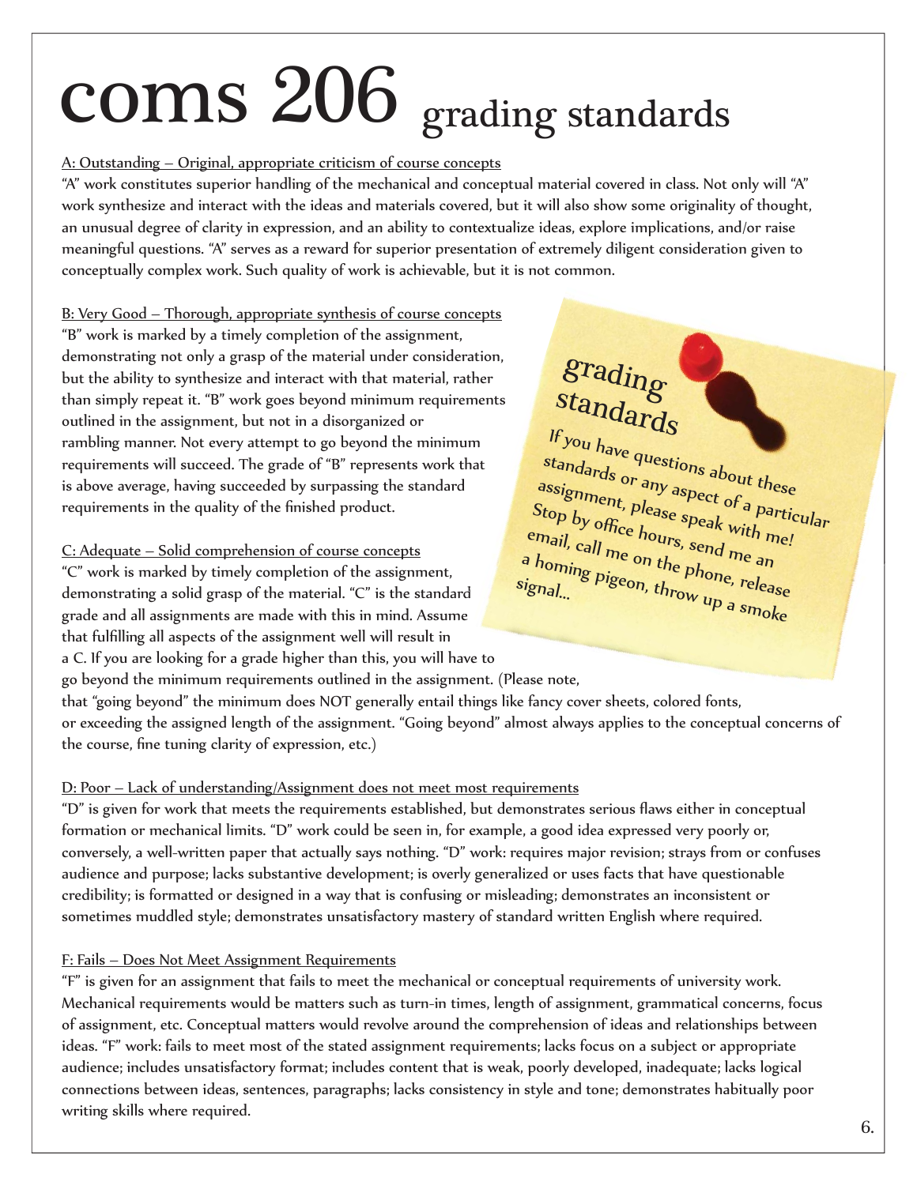# coms 206 grading standards

A: Outstanding – Original, appropriate criticism of course concepts

"A" work constitutes superior handling of the mechanical and conceptual material covered in class. Not only will "A" work synthesize and interact with the ideas and materials covered, but it will also show some originality of thought, an unusual degree of clarity in expression, and an ability to contextualize ideas, explore implications, and/or raise meaningful questions. "A" serves as a reward for superior presentation of extremely diligent consideration given to conceptually complex work. Such quality of work is achievable, but it is not common.

B: Very Good – Thorough, appropriate synthesis of course concepts

"B" work is marked by a timely completion of the assignment, demonstrating not only a grasp of the material under consideration, but the ability to synthesize and interact with that material, rather than simply repeat it. "B" work goes beyond minimum requirements outlined in the assignment, but not in a disorganized or rambling manner. Not every attempt to go beyond the minimum requirements will succeed. The grade of "B" represents work that is above average, having succeeded by surpassing the standard requirements in the quality of the finished product.

C: Adequate – Solid comprehension of course concepts

"C" work is marked by timely completion of the assignment, demonstrating a solid grasp of the material. "C" is the standard grade and all assignments are made with this in mind. Assume that fulfilling all aspects of the assignment well will result in a C. If you are looking for a grade higher than this, you will have to go beyond the minimum requirements outlined in the assignment. (Please note, that "going beyond" the minimum does NOT generally entail things like fancy cover sheets, colored fonts, or exceeding the assigned length of the assignment. "Going beyond" almost always applies to the conceptual concerns of the course, fine tuning clarity of expression, etc.)

**grading standards**

If you have questions about these standards or any aspect of a particular assignment, please speak with me! Stop by office hours, send me an email, call me on the phone, release a homing pigeon, throw up a smoke signal...

D: Poor – Lack of understanding/Assignment does not meet most requirements

"D" is given for work that meets the requirements established, but demonstrates serious flaws either in conceptual formation or mechanical limits. "D" work could be seen in, for example, a good idea expressed very poorly or, conversely, a well-written paper that actually says nothing. "D" work: requires major revision; strays from or confuses audience and purpose; lacks substantive development; is overly generalized or uses facts that have questionable credibility; is formatted or designed in a way that is confusing or misleading; demonstrates an inconsistent or sometimes muddled style; demonstrates unsatisfactory mastery of standard written English where required.

F: Fails – Does Not Meet Assignment Requirements

"F" is given for an assignment that fails to meet the mechanical or conceptual requirements of university work. Mechanical requirements would be matters such as turn-in times, length of assignment, grammatical concerns, focus of assignment, etc. Conceptual matters would revolve around the comprehension of ideas and relationships between ideas. "F" work: fails to meet most of the stated assignment requirements; lacks focus on a subject or appropriate audience; includes unsatisfactory format; includes content that is weak, poorly developed, inadequate; lacks logical connections between ideas, sentences, paragraphs; lacks consistency in style and tone; demonstrates habitually poor writing skills where required.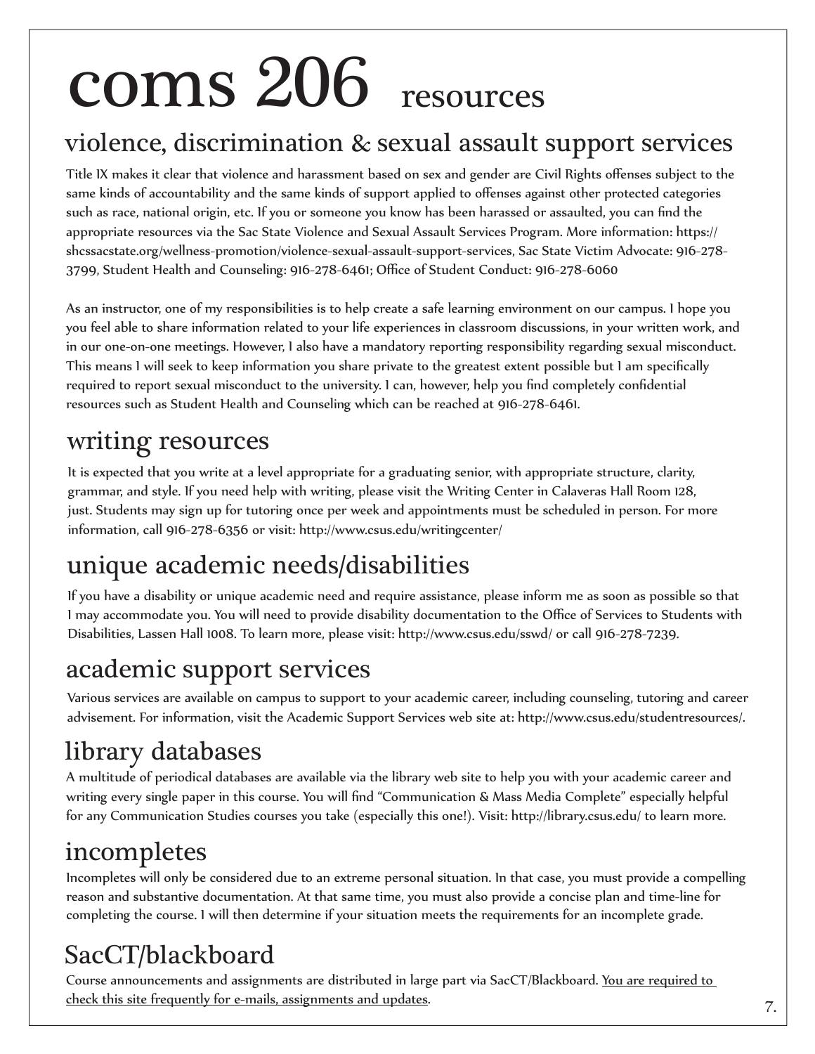# coms 206 resources

## violence, discrimination & sexual assault support services

Title IX makes it clear that violence and harassment based on sex and gender are Civil Rights offenses subject to the same kinds of accountability and the same kinds of support applied to offenses against other protected categories such as race, national origin, etc. If you or someone you know has been harassed or assaulted, you can find the appropriate resources via the Sac State Violence and Sexual Assault Services Program. More information: https://shcssacstate.org/wellness-promotion/violence-sexual-assault-support-services, Sac State Victim Advocate: 916-278-3799, Student Health and Counseling: 916-278-6461; Office of Student Conduct: 916-278-6060

As an instructor, one of my responsibilities is to help create a safe learning environment on our campus. I hope you you feel able to share information related to your life experiences in classroom discussions, in your written work, and in our one-on-one meetings. However, I also have a mandatory reporting responsibility regarding sexual misconduct. This means I will seek to keep information you share private to the greatest extent possible but I am specifically required to report sexual misconduct to the university. I can, however, help you find completely confidential resources such as Student Health and Counseling which can be reached at 916-278-6461.

## writing resources

It is expected that you write at a level appropriate for a graduating senior, with appropriate structure, clarity, grammar, and style. If you need help with writing, please visit the Writing Center in Calaveras Hall Room 128, just. Students may sign up for tutoring once per week and appointments must be scheduled in person. For more information, call 916-278-6356 or visit: http://www.csus.edu/writingcenter/

## unique academic needs/disabilities

If you have a disability or unique academic need and require assistance, please inform me as soon as possible so that I may accommodate you. You will need to provide disability documentation to the Office of Services to Students with Disabilities, Lassen Hall 1008. To learn more, please visit: http://www.csus.edu/sswd/ or call 916-278-7239.

## academic support services

Various services are available on campus to support to your academic career, including counseling, tutoring and career advisement. For information, visit the Academic Support Services web site at: http://www.csus.edu/studentresources/.

## library databases

A multitude of periodical databases are available via the library web site to help you with your academic career and writing every single paper in this course. You will find "Communication & Mass Media Complete" especially helpful for any Communication Studies courses you take (especially this one!). Visit: http://library.csus.edu/ to learn more.

## incompletes

Incompletes will only be considered due to an extreme personal situation. In that case, you must provide a compelling reason and substantive documentation. At that same time, you must also provide a concise plan and time-line for completing the course. I will then determine if your situation meets the requirements for an incomplete grade.

## SacCT/blackboard

Course announcements and assignments are distributed in large part via SacCT/Blackboard. <u>You are required to check this site frequently for e-mails, assignments and updates</u>.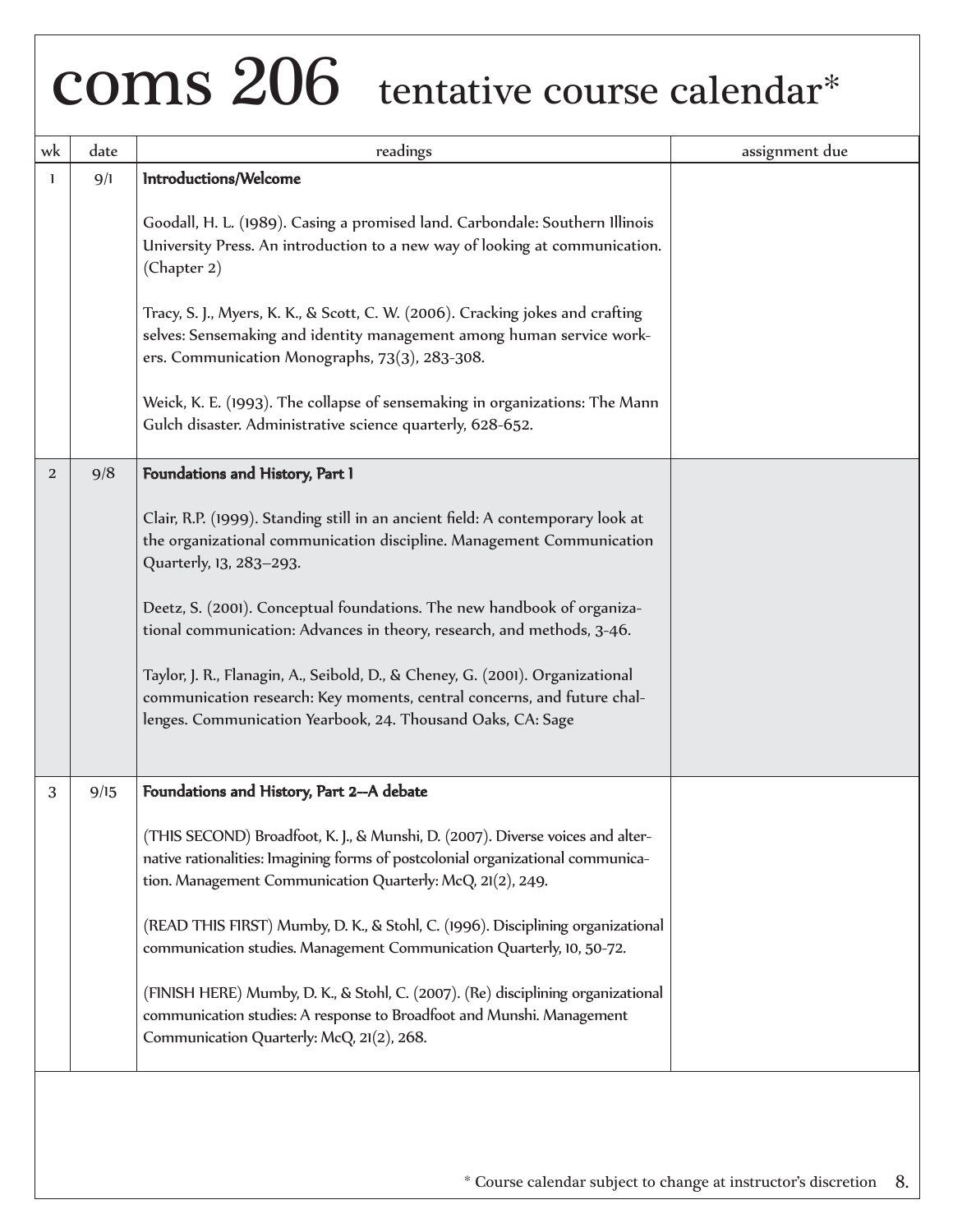# coms 206 tentative course calendar*

| wk | date | readings | assignment due |
|---|---|---|---|
| 1 | 9/1 | **Introductions/Welcome**<br><br>Goodall, H. L. (1989). Casing a promised land. Carbondale: Southern Illinois University Press. An introduction to a new way of looking at communication. (Chapter 2)<br><br>Tracy, S. J., Myers, K. K., & Scott, C. W. (2006). Cracking jokes and crafting selves: Sensemaking and identity management among human service workers. Communication Monographs, 73(3), 283-308.<br><br>Weick, K. E. (1993). The collapse of sensemaking in organizations: The Mann Gulch disaster. Administrative science quarterly, 628-652. | |
| 2 | 9/8 | **Foundations and History, Part 1**<br><br>Clair, R.P. (1999). Standing still in an ancient field: A contemporary look at the organizational communication discipline. Management Communication Quarterly, 13, 283–293.<br><br>Deetz, S. (2001). Conceptual foundations. The new handbook of organizational communication: Advances in theory, research, and methods, 3-46.<br><br>Taylor, J. R., Flanagin, A., Seibold, D., & Cheney, G. (2001). Organizational communication research: Key moments, central concerns, and future challenges. Communication Yearbook, 24. Thousand Oaks, CA: Sage | |
| 3 | 9/15 | **Foundations and History, Part 2—A debate**<br><br>(THIS SECOND) Broadfoot, K. J., & Munshi, D. (2007). Diverse voices and alternative rationalities: Imagining forms of postcolonial organizational communication. Management Communication Quarterly: McQ, 21(2), 249.<br><br>(READ THIS FIRST) Mumby, D. K., & Stohl, C. (1996). Disciplining organizational communication studies. Management Communication Quarterly, 10, 50-72.<br><br>(FINISH HERE) Mumby, D. K., & Stohl, C. (2007). (Re) disciplining organizational communication studies: A response to Broadfoot and Munshi. Management Communication Quarterly: McQ, 21(2), 268. | |

* Course calendar subject to change at instructor's discretion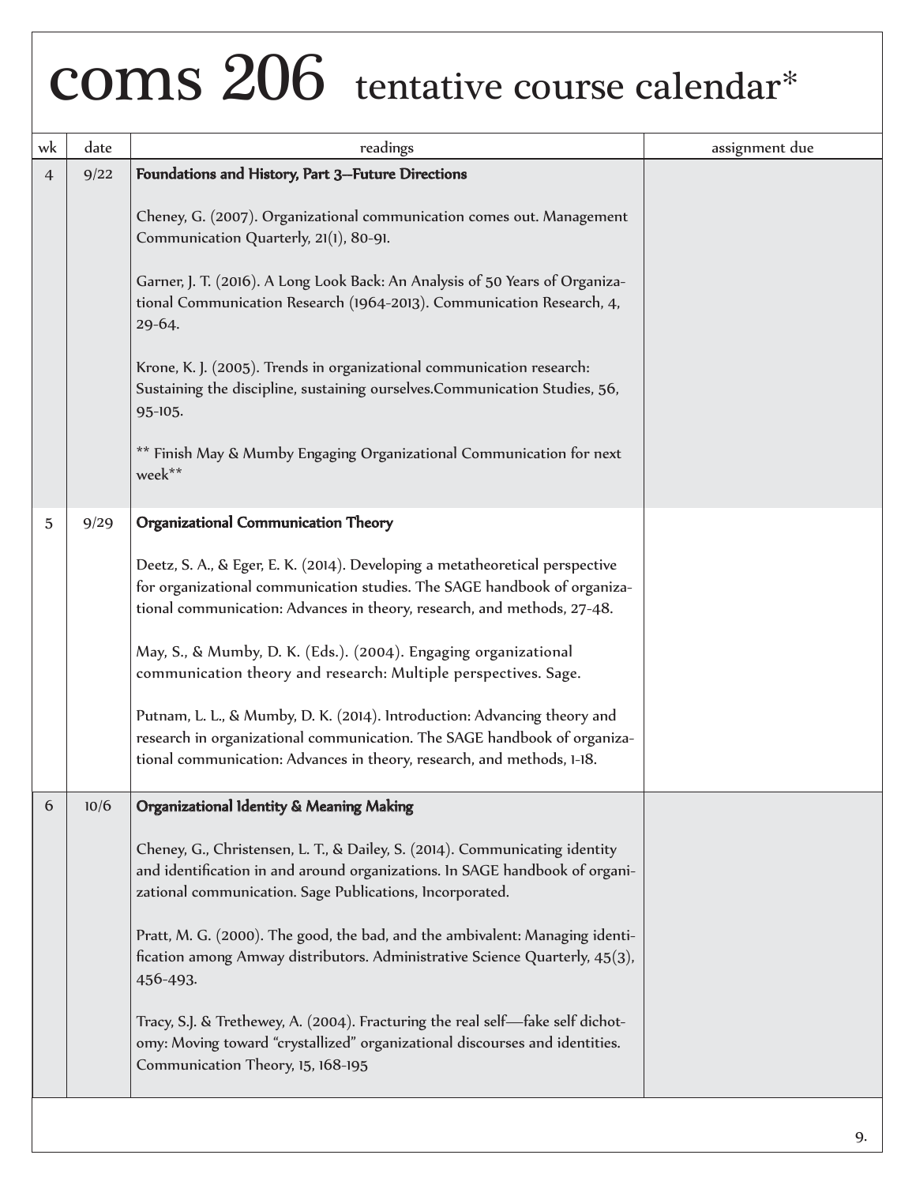# coms 206 tentative course calendar*

| wk | date | readings | assignment due |
|---|---|---|---|
| 4 | 9/22 | **Foundations and History, Part 3—Future Directions**<br><br>Cheney, G. (2007). Organizational communication comes out. Management Communication Quarterly, 21(1), 80-91.<br><br>Garner, J. T. (2016). A Long Look Back: An Analysis of 50 Years of Organizational Communication Research (1964-2013). Communication Research, 4, 29-64.<br><br>Krone, K. J. (2005). Trends in organizational communication research: Sustaining the discipline, sustaining ourselves.Communication Studies, 56, 95-105.<br><br>** Finish May & Mumby Engaging Organizational Communication for next week** | |
| 5 | 9/29 | **Organizational Communication Theory**<br><br>Deetz, S. A., & Eger, E. K. (2014). Developing a metatheoretical perspective for organizational communication studies. The SAGE handbook of organizational communication: Advances in theory, research, and methods, 27-48.<br><br>May, S., & Mumby, D. K. (Eds.). (2004). Engaging organizational communication theory and research: Multiple perspectives. Sage.<br><br>Putnam, L. L., & Mumby, D. K. (2014). Introduction: Advancing theory and research in organizational communication. The SAGE handbook of organizational communication: Advances in theory, research, and methods, 1-18. | |
| 6 | 10/6 | **Organizational Identity & Meaning Making**<br><br>Cheney, G., Christensen, L. T., & Dailey, S. (2014). Communicating identity and identification in and around organizations. In SAGE handbook of organizational communication. Sage Publications, Incorporated.<br><br>Pratt, M. G. (2000). The good, the bad, and the ambivalent: Managing identification among Amway distributors. Administrative Science Quarterly, 45(3), 456-493.<br><br>Tracy, S.J. & Trethewey, A. (2004). Fracturing the real self—fake self dichotomy: Moving toward "crystallized" organizational discourses and identities. Communication Theory, 15, 168-195 | |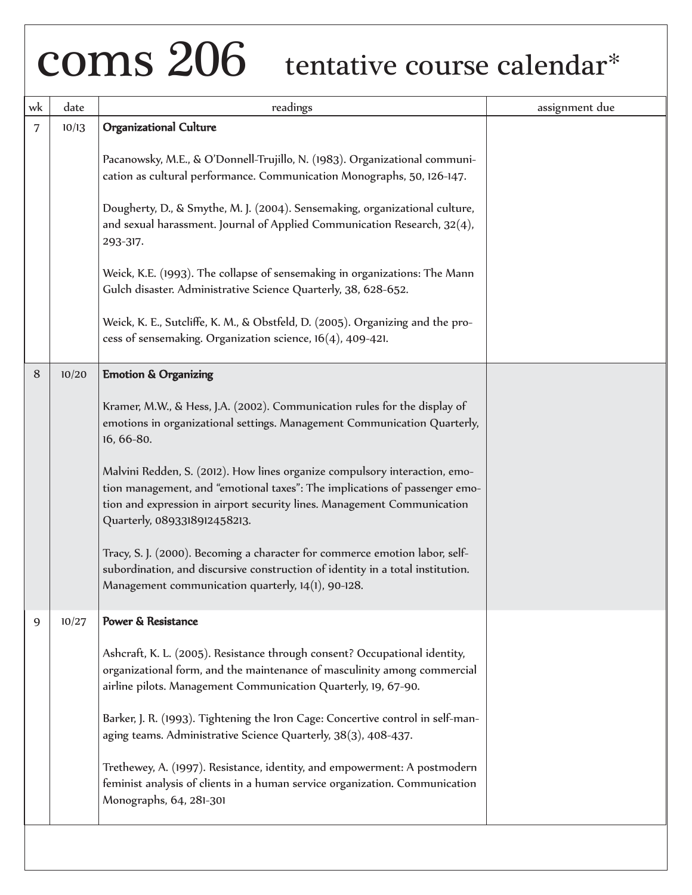# coms 206 tentative course calendar*

| wk | date | readings | assignment due |
|---|---|---|---|
| 7 | 10/13 | **Organizational Culture**<br><br>Pacanowsky, M.E., & O'Donnell-Trujillo, N. (1983). Organizational communication as cultural performance. Communication Monographs, 50, 126-147.<br><br>Dougherty, D., & Smythe, M. J. (2004). Sensemaking, organizational culture, and sexual harassment. Journal of Applied Communication Research, 32(4), 293-317.<br><br>Weick, K.E. (1993). The collapse of sensemaking in organizations: The Mann Gulch disaster. Administrative Science Quarterly, 38, 628-652.<br><br>Weick, K. E., Sutcliffe, K. M., & Obstfeld, D. (2005). Organizing and the process of sensemaking. Organization science, 16(4), 409-421. | |
| 8 | 10/20 | **Emotion & Organizing**<br><br>Kramer, M.W., & Hess, J.A. (2002). Communication rules for the display of emotions in organizational settings. Management Communication Quarterly, 16, 66-80.<br><br>Malvini Redden, S. (2012). How lines organize compulsory interaction, emotion management, and "emotional taxes": The implications of passenger emotion and expression in airport security lines. Management Communication Quarterly, 0893318912458213.<br><br>Tracy, S. J. (2000). Becoming a character for commerce emotion labor, self-subordination, and discursive construction of identity in a total institution. Management communication quarterly, 14(1), 90-128. | |
| 9 | 10/27 | **Power & Resistance**<br><br>Ashcraft, K. L. (2005). Resistance through consent? Occupational identity, organizational form, and the maintenance of masculinity among commercial airline pilots. Management Communication Quarterly, 19, 67-90.<br><br>Barker, J. R. (1993). Tightening the Iron Cage: Concertive control in self-managing teams. Administrative Science Quarterly, 38(3), 408-437.<br><br>Trethewey, A. (1997). Resistance, identity, and empowerment: A postmodern feminist analysis of clients in a human service organization. Communication Monographs, 64, 281-301 | |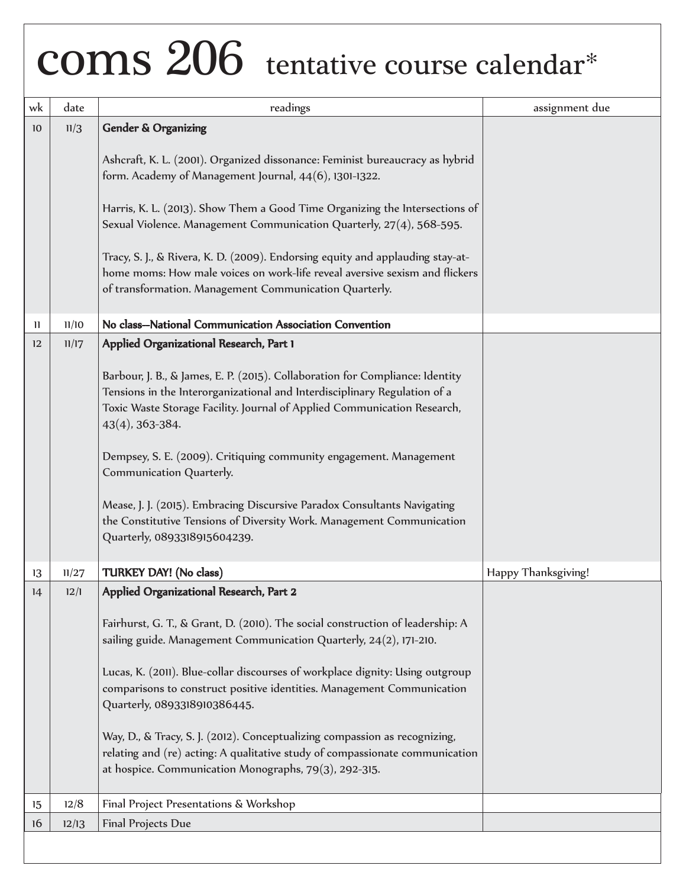# coms 206 tentative course calendar*

| wk | date | readings | assignment due |
|---|---|---|---|
| 10 | 11/3 | **Gender & Organizing**<br><br>Ashcraft, K. L. (2001). Organized dissonance: Feminist bureaucracy as hybrid form. Academy of Management Journal, 44(6), 1301-1322.<br><br>Harris, K. L. (2013). Show Them a Good Time Organizing the Intersections of Sexual Violence. Management Communication Quarterly, 27(4), 568-595.<br><br>Tracy, S. J., & Rivera, K. D. (2009). Endorsing equity and applauding stay-at-home moms: How male voices on work-life reveal aversive sexism and flickers of transformation. Management Communication Quarterly. | |
| 11 | 11/10 | **No class—National Communication Association Convention** | |
| 12 | 11/17 | **Applied Organizational Research, Part 1**<br><br>Barbour, J. B., & James, E. P. (2015). Collaboration for Compliance: Identity Tensions in the Interorganizational and Interdisciplinary Regulation of a Toxic Waste Storage Facility. Journal of Applied Communication Research, 43(4), 363-384.<br><br>Dempsey, S. E. (2009). Critiquing community engagement. Management Communication Quarterly.<br><br>Mease, J. J. (2015). Embracing Discursive Paradox Consultants Navigating the Constitutive Tensions of Diversity Work. Management Communication Quarterly, 0893318915604239. | |
| 13 | 11/27 | **TURKEY DAY! (No class)** | Happy Thanksgiving! |
| 14 | 12/1 | **Applied Organizational Research, Part 2**<br><br>Fairhurst, G. T., & Grant, D. (2010). The social construction of leadership: A sailing guide. Management Communication Quarterly, 24(2), 171-210.<br><br>Lucas, K. (2011). Blue-collar discourses of workplace dignity: Using outgroup comparisons to construct positive identities. Management Communication Quarterly, 0893318910386445.<br><br>Way, D., & Tracy, S. J. (2012). Conceptualizing compassion as recognizing, relating and (re) acting: A qualitative study of compassionate communication at hospice. Communication Monographs, 79(3), 292-315. | |
| 15 | 12/8 | Final Project Presentations & Workshop | |
| 16 | 12/13 | Final Projects Due | |